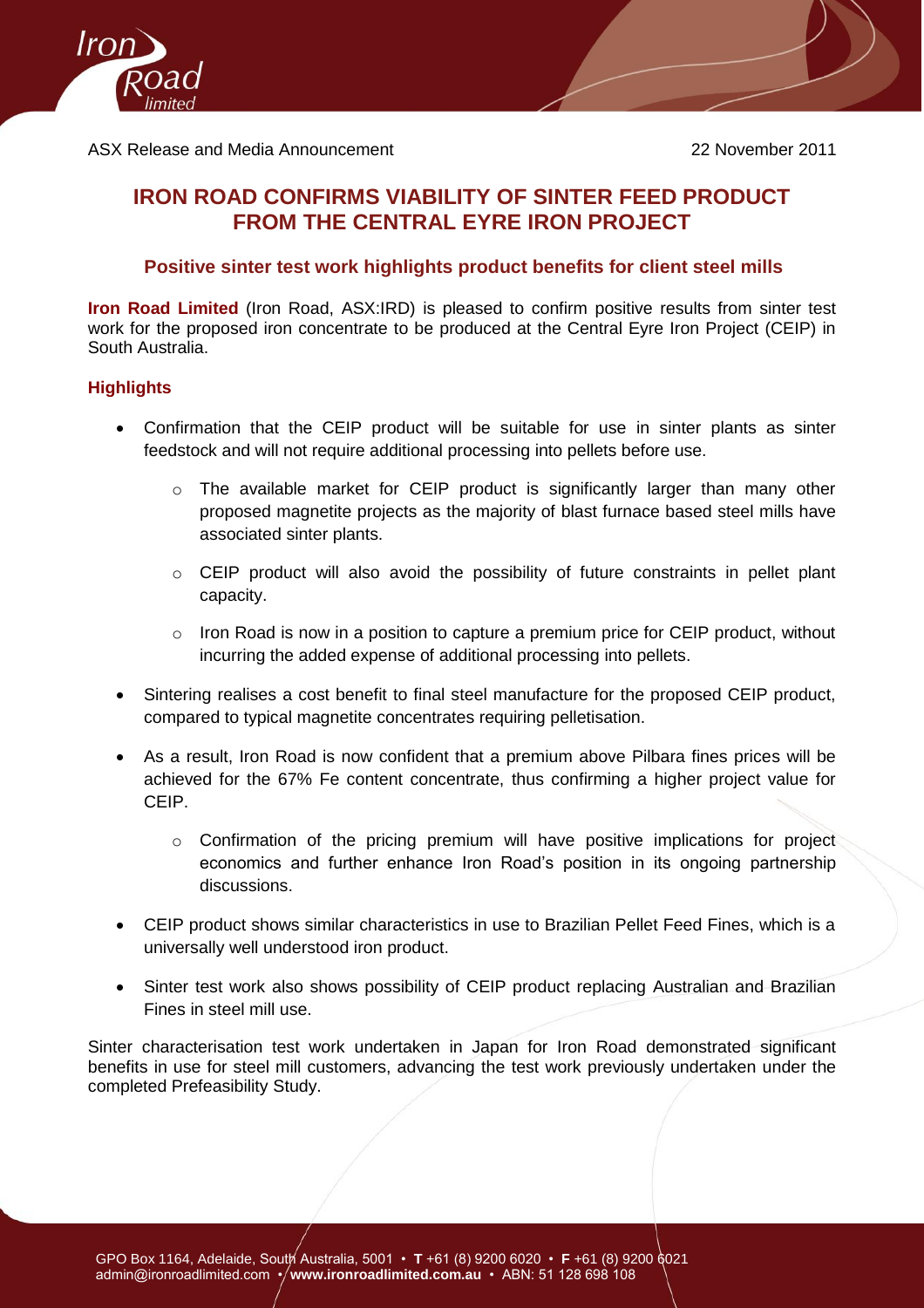ASX Release and Media Announcement 22 November 2011

# IRON ROAD CONFIRMS VIABILITY OF SINTER FEED PRODUCT FROM THE CENTRAL EYRE IRON PROJECT

## Positive sinter test work highlights product benefits for client steel mills

**Iron Road Limited** (Iron Road, ASX:IRD) is pleased to confirm positive results from sinter test work for the proposed iron concentrate to be produced at the Central Eyre Iron Project (CEIP) in South Australia.

### Highlights

- Confirmation that the CEIP product will be suitable for use in sinter plants as sinter feedstock and will not require additional processing into pellets before use.
  - The available market for CEIP product is significantly larger than many other proposed magnetite projects as the majority of blast furnace based steel mills have associated sinter plants.
  - CEIP product will also avoid the possibility of future constraints in pellet plant capacity.
  - Iron Road is now in a position to capture a premium price for CEIP product, without incurring the added expense of additional processing into pellets.
- Sintering realises a cost benefit to final steel manufacture for the proposed CEIP product, compared to typical magnetite concentrates requiring pelletisation.
- As a result, Iron Road is now confident that a premium above Pilbara fines prices will be achieved for the 67% Fe content concentrate, thus confirming a higher project value for CEIP.
  - Confirmation of the pricing premium will have positive implications for project economics and further enhance Iron Road's position in its ongoing partnership discussions.
- CEIP product shows similar characteristics in use to Brazilian Pellet Feed Fines, which is a universally well understood iron product.
- Sinter test work also shows possibility of CEIP product replacing Australian and Brazilian Fines in steel mill use.

Sinter characterisation test work undertaken in Japan for Iron Road demonstrated significant benefits in use for steel mill customers, advancing the test work previously undertaken under the completed Prefeasibility Study.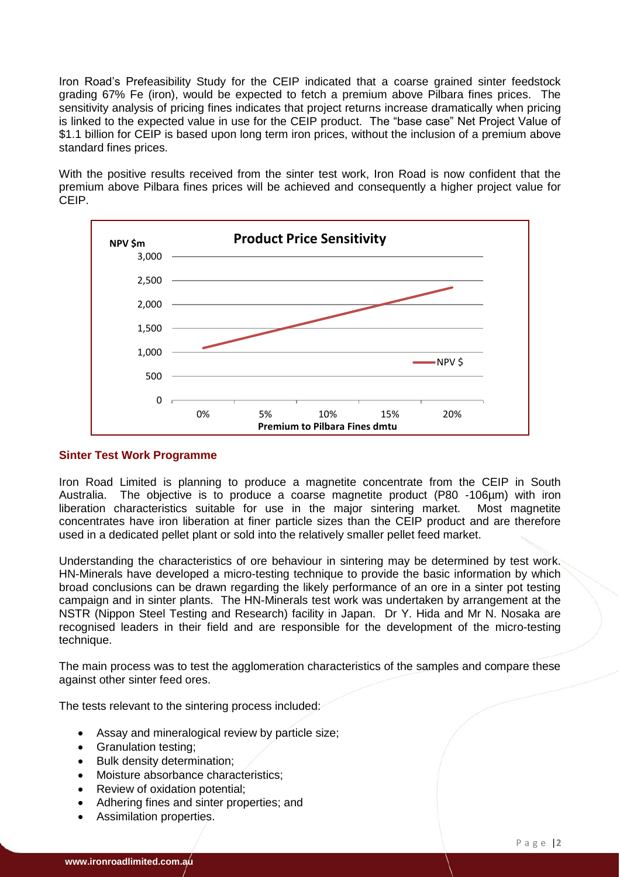Iron Road's Prefeasibility Study for the CEIP indicated that a coarse grained sinter feedstock grading 67% Fe (iron), would be expected to fetch a premium above Pilbara fines prices. The sensitivity analysis of pricing fines indicates that project returns increase dramatically when pricing is linked to the expected value in use for the CEIP product. The "base case" Net Project Value of $1.1 billion for CEIP is based upon long term iron prices, without the inclusion of a premium above standard fines prices.

With the positive results received from the sinter test work, Iron Road is now confident that the premium above Pilbara fines prices will be achieved and consequently a higher project value for CEIP.

**Product Price Sensitivity**

NPV $m

Premium to Pilbara Fines dmtu

### Sinter Test Work Programme

Iron Road Limited is planning to produce a magnetite concentrate from the CEIP in South Australia. The objective is to produce a coarse magnetite product (P80 -106µm) with iron liberation characteristics suitable for use in the major sintering market. Most magnetite concentrates have iron liberation at finer particle sizes than the CEIP product and are therefore used in a dedicated pellet plant or sold into the relatively smaller pellet feed market.

Understanding the characteristics of ore behaviour in sintering may be determined by test work. HN-Minerals have developed a micro-testing technique to provide the basic information by which broad conclusions can be drawn regarding the likely performance of an ore in a sinter pot testing campaign and in sinter plants. The HN-Minerals test work was undertaken by arrangement at the NSTR (Nippon Steel Testing and Research) facility in Japan. Dr Y. Hida and Mr N. Nosaka are recognised leaders in their field and are responsible for the development of the micro-testing technique.

The main process was to test the agglomeration characteristics of the samples and compare these against other sinter feed ores.

The tests relevant to the sintering process included:

- Assay and mineralogical review by particle size;
- Granulation testing;
- Bulk density determination;
- Moisture absorbance characteristics;
- Review of oxidation potential;
- Adhering fines and sinter properties; and
- Assimilation properties.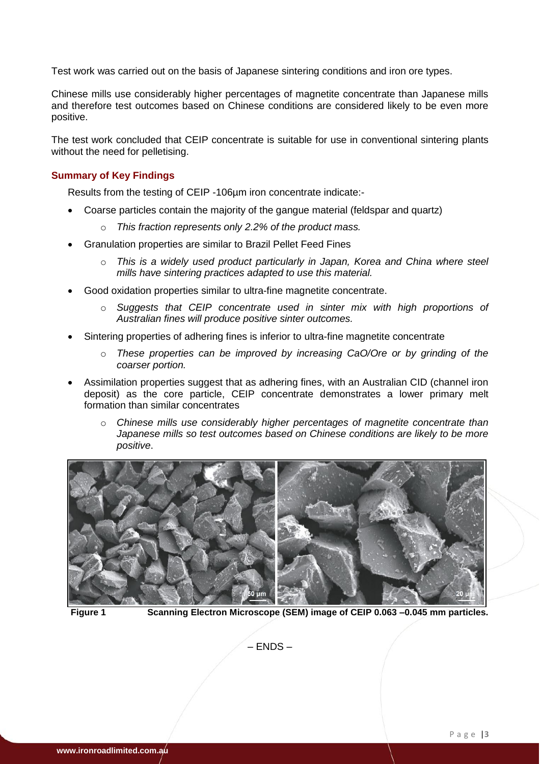Test work was carried out on the basis of Japanese sintering conditions and iron ore types.

Chinese mills use considerably higher percentages of magnetite concentrate than Japanese mills and therefore test outcomes based on Chinese conditions are considered likely to be even more positive.

The test work concluded that CEIP concentrate is suitable for use in conventional sintering plants without the need for pelletising.

### Summary of Key Findings

Results from the testing of CEIP -106µm iron concentrate indicate:-

- Coarse particles contain the majority of the gangue material (feldspar and quartz)
  - *This fraction represents only 2.2% of the product mass.*
- Granulation properties are similar to Brazil Pellet Feed Fines
  - *This is a widely used product particularly in Japan, Korea and China where steel mills have sintering practices adapted to use this material.*
- Good oxidation properties similar to ultra-fine magnetite concentrate.
  - *Suggests that CEIP concentrate used in sinter mix with high proportions of Australian fines will produce positive sinter outcomes.*
- Sintering properties of adhering fines is inferior to ultra-fine magnetite concentrate
  - *These properties can be improved by increasing CaO/Ore or by grinding of the coarser portion.*
- Assimilation properties suggest that as adhering fines, with an Australian CID (channel iron deposit) as the core particle, CEIP concentrate demonstrates a lower primary melt formation than similar concentrates
  - *Chinese mills use considerably higher percentages of magnetite concentrate than Japanese mills so test outcomes based on Chinese conditions are likely to be more positive*.

**Figure 1** **Scanning Electron Microscope (SEM) image of CEIP 0.063 –0.045 mm particles.**

– ENDS –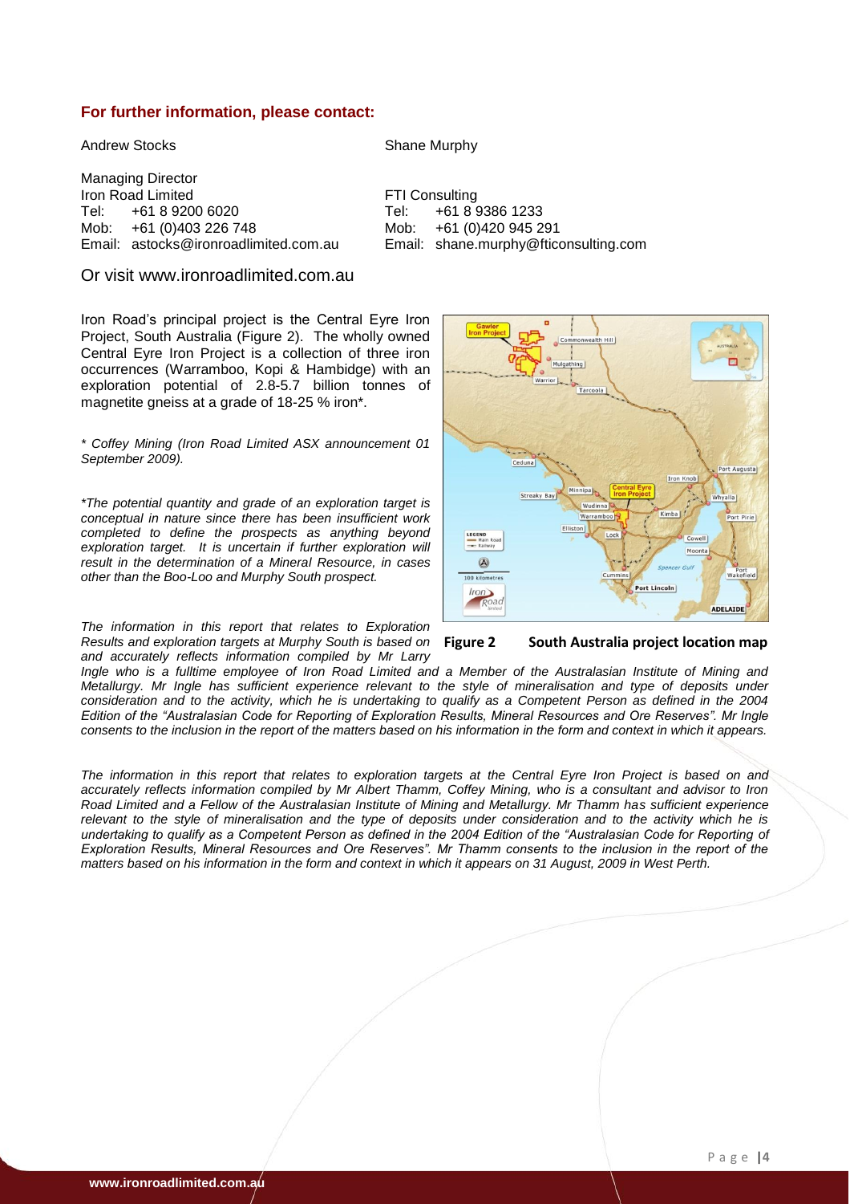**For further information, please contact:**

Andrew Stocks
Managing Director
Iron Road Limited
Tel: +61 8 9200 6020
Mob: +61 (0)403 226 748
Email: astocks@ironroadlimited.com.au

Shane Murphy
FTI Consulting
Tel: +61 8 9386 1233
Mob: +61 (0)420 945 291
Email: shane.murphy@fticonsulting.com

Or visit www.ironroadlimited.com.au

Iron Road's principal project is the Central Eyre Iron Project, South Australia (Figure 2). The wholly owned Central Eyre Iron Project is a collection of three iron occurrences (Warramboo, Kopi & Hambidge) with an exploration potential of 2.8-5.7 billion tonnes of magnetite gneiss at a grade of 18-25 % iron*.

*\* Coffey Mining (Iron Road Limited ASX announcement 01 September 2009).*

*\*The potential quantity and grade of an exploration target is conceptual in nature since there has been insufficient work completed to define the prospects as anything beyond exploration target. It is uncertain if further exploration will result in the determination of a Mineral Resource, in cases other than the Boo-Loo and Murphy South prospect.*

**Figure 2 South Australia project location map**

*The information in this report that relates to Exploration Results and exploration targets at Murphy South is based on and accurately reflects information compiled by Mr Larry Ingle who is a fulltime employee of Iron Road Limited and a Member of the Australasian Institute of Mining and Metallurgy. Mr Ingle has sufficient experience relevant to the style of mineralisation and type of deposits under consideration and to the activity, which he is undertaking to qualify as a Competent Person as defined in the 2004 Edition of the "Australasian Code for Reporting of Exploration Results, Mineral Resources and Ore Reserves". Mr Ingle consents to the inclusion in the report of the matters based on his information in the form and context in which it appears.*

*The information in this report that relates to exploration targets at the Central Eyre Iron Project is based on and accurately reflects information compiled by Mr Albert Thamm, Coffey Mining, who is a consultant and advisor to Iron Road Limited and a Fellow of the Australasian Institute of Mining and Metallurgy. Mr Thamm has sufficient experience relevant to the style of mineralisation and the type of deposits under consideration and to the activity which he is undertaking to qualify as a Competent Person as defined in the 2004 Edition of the "Australasian Code for Reporting of Exploration Results, Mineral Resources and Ore Reserves". Mr Thamm consents to the inclusion in the report of the matters based on his information in the form and context in which it appears on 31 August, 2009 in West Perth.*